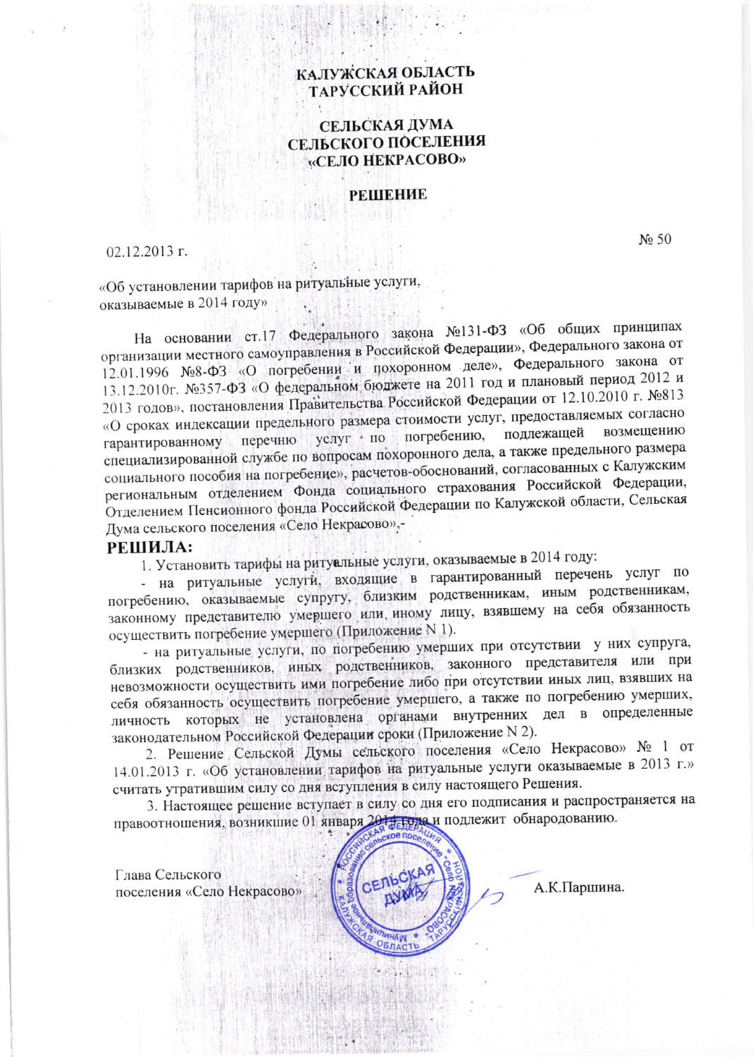**КАЛУЖСКАЯ ОБЛАСТЬ**
**ТАРУССКИЙ РАЙОН**

**СЕЛЬСКАЯ ДУМА**
**СЕЛЬСКОГО ПОСЕЛЕНИЯ**
**«СЕЛО НЕКРАСОВО»**

**РЕШЕНИЕ**

02.12.2013 г. № 50

«Об установлении тарифов на ритуальные услуги, оказываемые в 2014 году»

На основании ст.17 Федерального закона №131-ФЗ «Об общих принципах организации местного самоуправления в Российской Федерации», Федерального закона от 12.01.1996 №8-ФЗ «О погребении и похоронном деле», Федерального закона от 13.12.2010г. №357-ФЗ «О федеральном бюджете на 2011 год и плановый период 2012 и 2013 годов», постановления Правительства Российской Федерации от 12.10.2010 г. №813 «О сроках индексации предельного размера стоимости услуг, предоставляемых согласно гарантированному перечню услуг по погребению, подлежащей возмещению специализированной службе по вопросам похоронного дела, а также предельного размера социального пособия на погребение», расчетов-обоснований, согласованных с Калужским региональным отделением Фонда социального страхования Российской Федерации, Отделением Пенсионного фонда Российской Федерации по Калужской области, Сельская Дума сельского поселения «Село Некрасово»,-

**РЕШИЛА:**

1. Установить тарифы на ритуальные услуги, оказываемые в 2014 году:

- на ритуальные услуги, входящие в гарантированный перечень услуг по погребению, оказываемые супругу, близким родственникам, иным родственникам, законному представителю умершего или, иному лицу, взявшему на себя обязанность осуществить погребение умершего (Приложение N 1).

- на ритуальные услуги, по погребению умерших при отсутствии у них супруга, близких родственников, иных родственников, законного представителя или при невозможности осуществить ими погребение либо при отсутствии иных лиц, взявших на себя обязанность осуществить погребение умершего, а также по погребению умерших, личность которых не установлена органами внутренних дел в определенные законодательном Российской Федерации сроки (Приложение N 2).

2. Решение Сельской Думы сельского поселения «Село Некрасово» № 1 от 14.01.2013 г. «Об установлении тарифов на ритуальные услуги оказываемые в 2013 г.» считать утратившим силу со дня вступления в силу настоящего Решения.

3. Настоящее решение вступает в силу со дня его подписания и распространяется на правоотношения, возникшие 01 января 2014 года и подлежит обнародованию.

Глава Сельского
поселения «Село Некрасово» А.К.Паршина.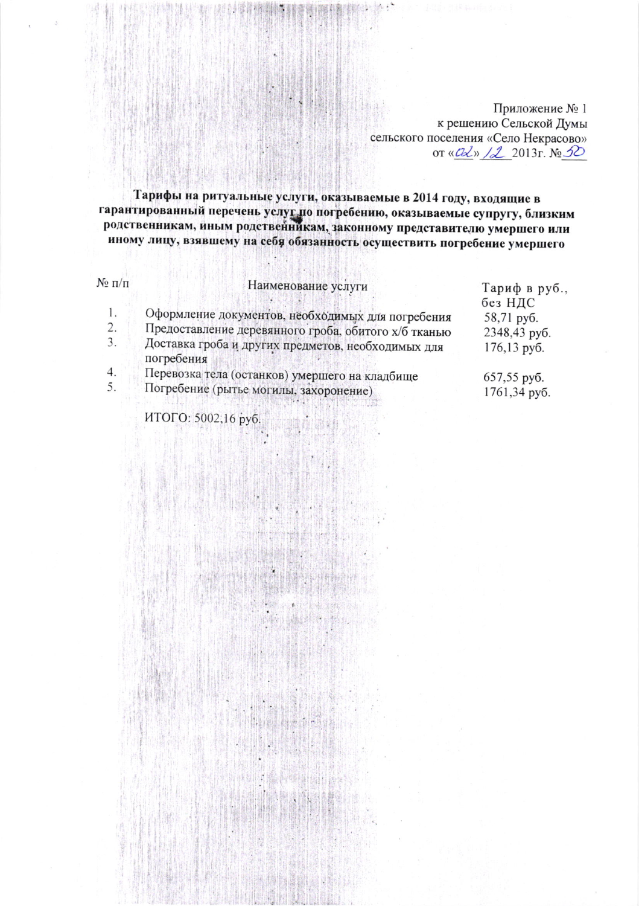Приложение № 1
к решению Сельской Думы
сельского поселения «Село Некрасово»
от «02» 12 2013г. №50

**Тарифы на ритуальные услуги, оказываемые в 2014 году, входящие в гарантированный перечень услуг по погребению, оказываемые супругу, близким родственникам, иным родственникам, законному представителю умершего или иному лицу, взявшему на себя обязанность осуществить погребение умершего**

| № п/п | Наименование услуги | Тариф в руб., без НДС |
|---|---|---|
| 1. | Оформление документов, необходимых для погребения | 58,71 руб. |
| 2. | Предоставление деревянного гроба, обитого х/б тканью | 2348,43 руб. |
| 3. | Доставка гроба и других предметов, необходимых для погребения | 176,13 руб. |
| 4. | Перевозка тела (останков) умершего на кладбище | 657,55 руб. |
| 5. | Погребение (рытье могилы, захоронение) | 1761,34 руб. |

ИТОГО: 5002,16 руб.